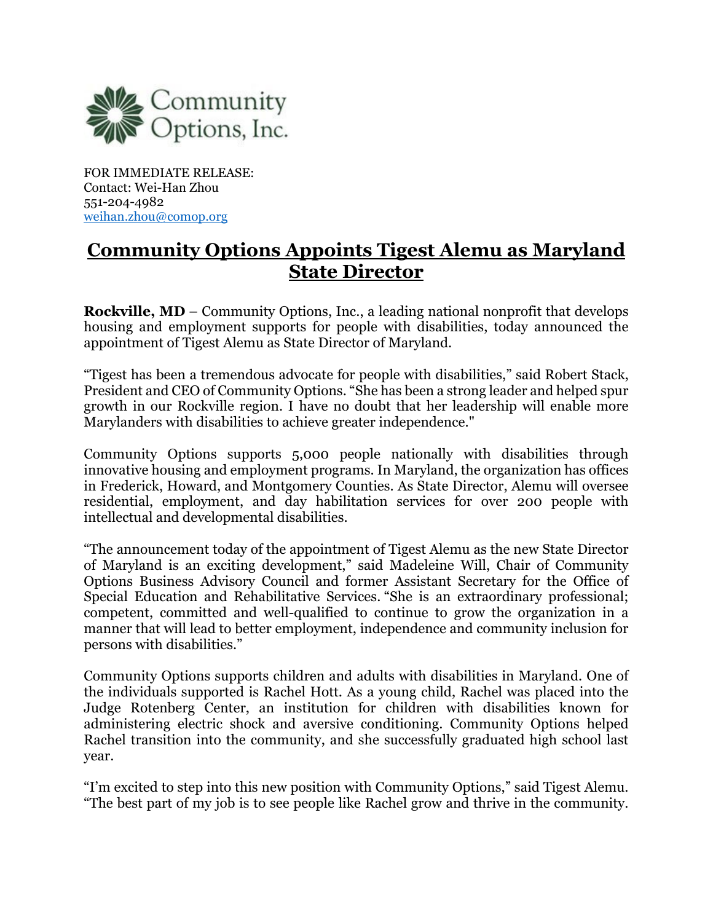Community Options, Inc.

FOR IMMEDIATE RELEASE:
Contact: Wei-Han Zhou
551-204-4982
weihan.zhou@comop.org

# Community Options Appoints Tigest Alemu as Maryland State Director

**Rockville, MD** – Community Options, Inc., a leading national nonprofit that develops housing and employment supports for people with disabilities, today announced the appointment of Tigest Alemu as State Director of Maryland.

"Tigest has been a tremendous advocate for people with disabilities," said Robert Stack, President and CEO of Community Options. "She has been a strong leader and helped spur growth in our Rockville region. I have no doubt that her leadership will enable more Marylanders with disabilities to achieve greater independence."

Community Options supports 5,000 people nationally with disabilities through innovative housing and employment programs. In Maryland, the organization has offices in Frederick, Howard, and Montgomery Counties. As State Director, Alemu will oversee residential, employment, and day habilitation services for over 200 people with intellectual and developmental disabilities.

"The announcement today of the appointment of Tigest Alemu as the new State Director of Maryland is an exciting development," said Madeleine Will, Chair of Community Options Business Advisory Council and former Assistant Secretary for the Office of Special Education and Rehabilitative Services. "She is an extraordinary professional; competent, committed and well-qualified to continue to grow the organization in a manner that will lead to better employment, independence and community inclusion for persons with disabilities."

Community Options supports children and adults with disabilities in Maryland. One of the individuals supported is Rachel Hott. As a young child, Rachel was placed into the Judge Rotenberg Center, an institution for children with disabilities known for administering electric shock and aversive conditioning. Community Options helped Rachel transition into the community, and she successfully graduated high school last year.

"I'm excited to step into this new position with Community Options," said Tigest Alemu. "The best part of my job is to see people like Rachel grow and thrive in the community.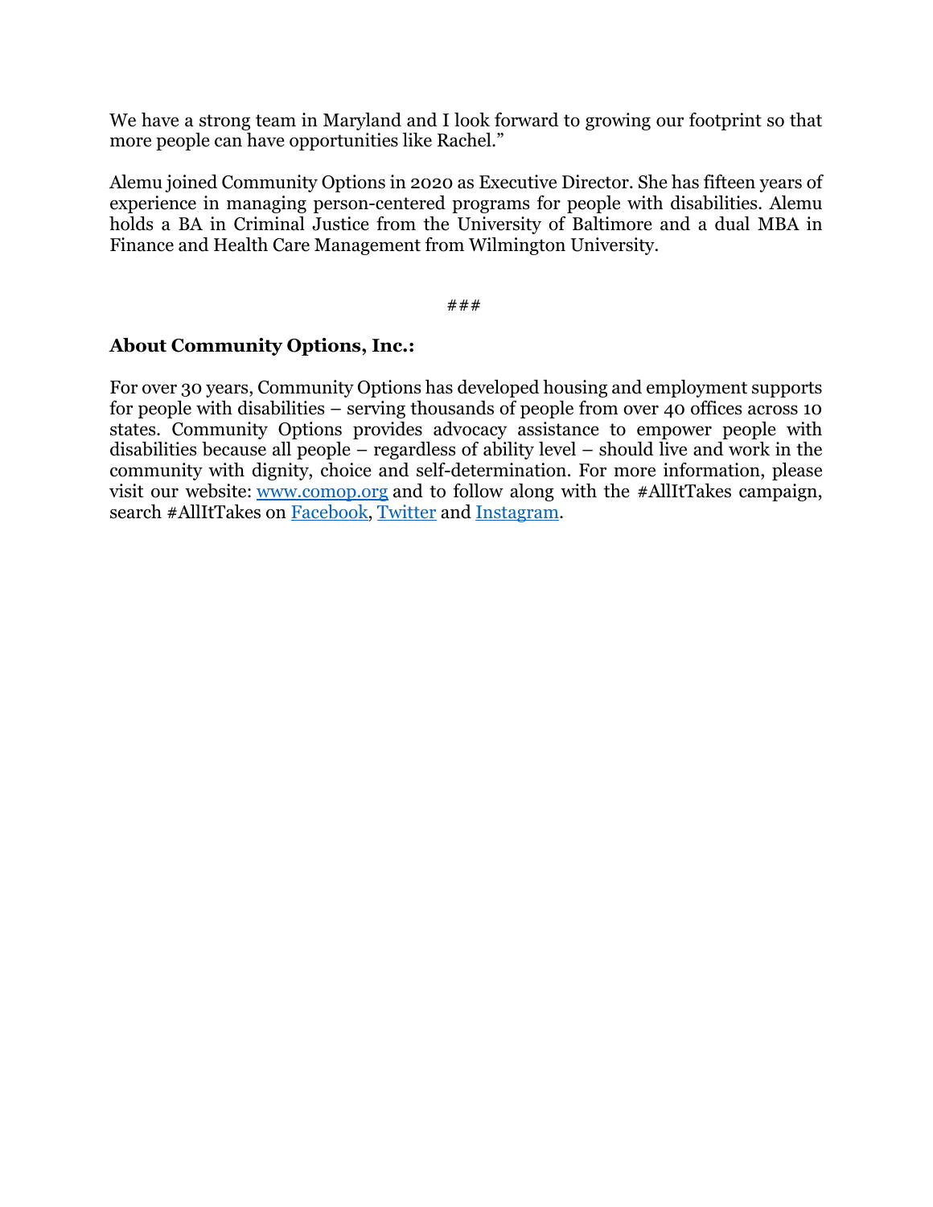We have a strong team in Maryland and I look forward to growing our footprint so that more people can have opportunities like Rachel."

Alemu joined Community Options in 2020 as Executive Director. She has fifteen years of experience in managing person-centered programs for people with disabilities. Alemu holds a BA in Criminal Justice from the University of Baltimore and a dual MBA in Finance and Health Care Management from Wilmington University.

###

**About Community Options, Inc.:**

For over 30 years, Community Options has developed housing and employment supports for people with disabilities – serving thousands of people from over 40 offices across 10 states. Community Options provides advocacy assistance to empower people with disabilities because all people – regardless of ability level – should live and work in the community with dignity, choice and self-determination. For more information, please visit our website: [www.comop.org](http://www.comop.org) and to follow along with the #AllItTakes campaign, search #AllItTakes on Facebook, Twitter and Instagram.